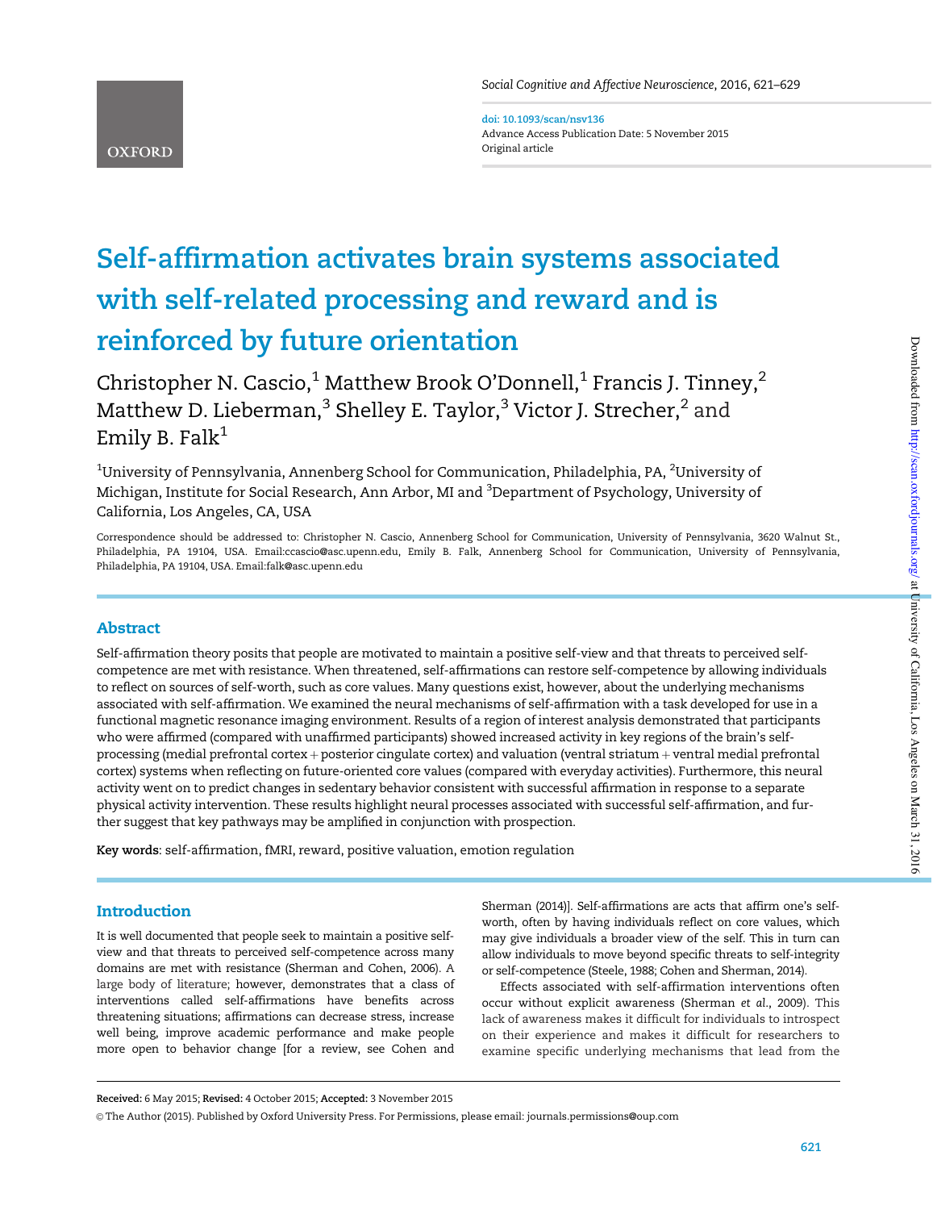# Self-affirmation activates brain systems associated with self-related processing and reward and is reinforced by future orientation

Christopher N. Cascio,[1] Matthew Brook O'Donnell,[1] Francis J. Tinney,[2] Matthew D. Lieberman,[3] Shelley E. Taylor,[3] Victor J. Strecher,[2] and Emily B. Falk[1]

[1]University of Pennsylvania, Annenberg School for Communication, Philadelphia, PA, [2]University of Michigan, Institute for Social Research, Ann Arbor, MI and [3]Department of Psychology, University of California, Los Angeles, CA, USA

Correspondence should be addressed to: Christopher N. Cascio, Annenberg School for Communication, University of Pennsylvania, 3620 Walnut St., Philadelphia, PA 19104, USA. Email:ccascio@asc.upenn.edu, Emily B. Falk, Annenberg School for Communication, University of Pennsylvania, Philadelphia, PA 19104, USA. Email:falk@asc.upenn.edu

doi: 10.1093/scan/nsv136
Advance Access Publication Date: 5 November 2015
Original article

## Abstract

Self-affirmation theory posits that people are motivated to maintain a positive self-view and that threats to perceived self-competence are met with resistance. When threatened, self-affirmations can restore self-competence by allowing individuals to reflect on sources of self-worth, such as core values. Many questions exist, however, about the underlying mechanisms associated with self-affirmation. We examined the neural mechanisms of self-affirmation with a task developed for use in a functional magnetic resonance imaging environment. Results of a region of interest analysis demonstrated that participants who were affirmed (compared with unaffirmed participants) showed increased activity in key regions of the brain's self-processing (medial prefrontal cortex + posterior cingulate cortex) and valuation (ventral striatum + ventral medial prefrontal cortex) systems when reflecting on future-oriented core values (compared with everyday activities). Furthermore, this neural activity went on to predict changes in sedentary behavior consistent with successful affirmation in response to a separate physical activity intervention. These results highlight neural processes associated with successful self-affirmation, and further suggest that key pathways may be amplified in conjunction with prospection.

**Key words**: self-affirmation, fMRI, reward, positive valuation, emotion regulation

## Introduction

It is well documented that people seek to maintain a positive self-view and that threats to perceived self-competence across many domains are met with resistance (Sherman and Cohen, 2006). A large body of literature; however, demonstrates that a class of interventions called self-affirmations have benefits across threatening situations; affirmations can decrease stress, increase well being, improve academic performance and make people more open to behavior change [for a review, see Cohen and Sherman (2014)]. Self-affirmations are acts that affirm one's self-worth, often by having individuals reflect on core values, which may give individuals a broader view of the self. This in turn can allow individuals to move beyond specific threats to self-integrity or self-competence (Steele, 1988; Cohen and Sherman, 2014).

Effects associated with self-affirmation interventions often occur without explicit awareness (Sherman *et al.*, 2009). This lack of awareness makes it difficult for individuals to introspect on their experience and makes it difficult for researchers to examine specific underlying mechanisms that lead from the

**Received:** 6 May 2015; **Revised:** 4 October 2015; **Accepted:** 3 November 2015

© The Author (2015). Published by Oxford University Press. For Permissions, please email: journals.permissions@oup.com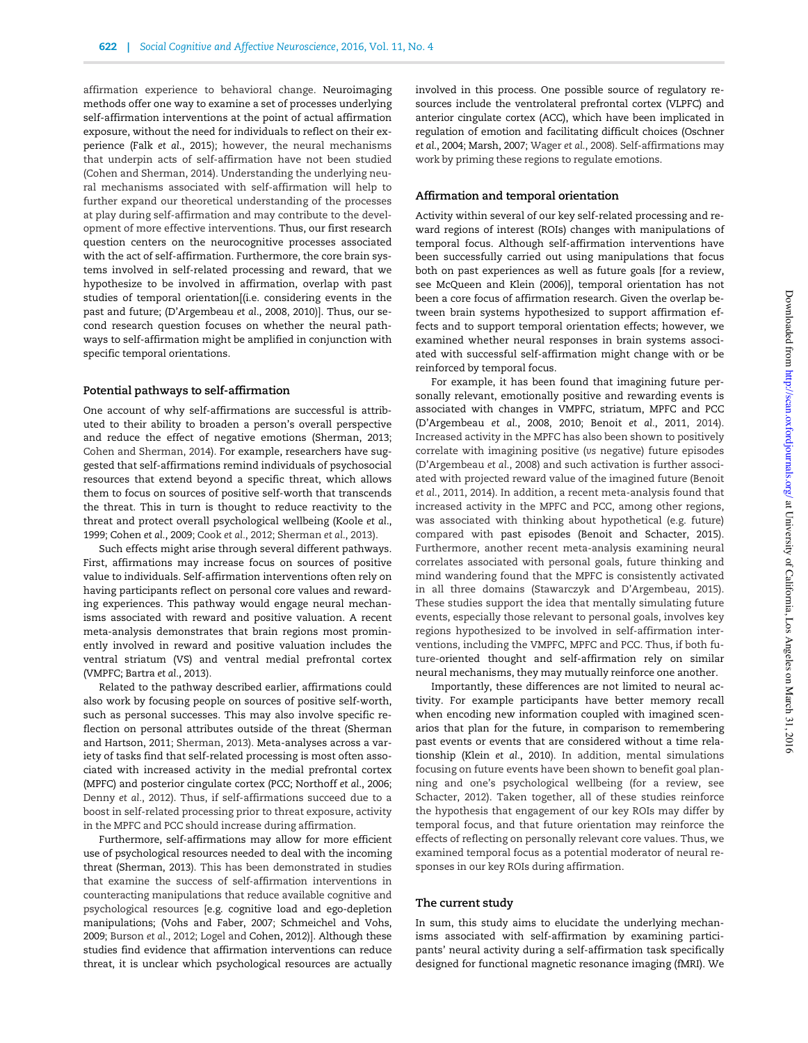affirmation experience to behavioral change. Neuroimaging methods offer one way to examine a set of processes underlying self-affirmation interventions at the point of actual affirmation exposure, without the need for individuals to reflect on their experience (Falk *et al.*, 2015); however, the neural mechanisms that underpin acts of self-affirmation have not been studied (Cohen and Sherman, 2014). Understanding the underlying neural mechanisms associated with self-affirmation will help to further expand our theoretical understanding of the processes at play during self-affirmation and may contribute to the development of more effective interventions. Thus, our first research question centers on the neurocognitive processes associated with the act of self-affirmation. Furthermore, the core brain systems involved in self-related processing and reward, that we hypothesize to be involved in affirmation, overlap with past studies of temporal orientation[(i.e. considering events in the past and future; (D'Argembeau *et al.*, 2008, 2010)]. Thus, our second research question focuses on whether the neural pathways to self-affirmation might be amplified in conjunction with specific temporal orientations.

### Potential pathways to self-affirmation

One account of why self-affirmations are successful is attributed to their ability to broaden a person's overall perspective and reduce the effect of negative emotions (Sherman, 2013; Cohen and Sherman, 2014). For example, researchers have suggested that self-affirmations remind individuals of psychosocial resources that extend beyond a specific threat, which allows them to focus on sources of positive self-worth that transcends the threat. This in turn is thought to reduce reactivity to the threat and protect overall psychological wellbeing (Koole *et al.*, 1999; Cohen *et al.*, 2009; Cook *et al.*, 2012; Sherman *et al.*, 2013).

Such effects might arise through several different pathways. First, affirmations may increase focus on sources of positive value to individuals. Self-affirmation interventions often rely on having participants reflect on personal core values and rewarding experiences. This pathway would engage neural mechanisms associated with reward and positive valuation. A recent meta-analysis demonstrates that brain regions most prominently involved in reward and positive valuation includes the ventral striatum (VS) and ventral medial prefrontal cortex (VMPFC; Bartra *et al.*, 2013).

Related to the pathway described earlier, affirmations could also work by focusing people on sources of positive self-worth, such as personal successes. This may also involve specific reflection on personal attributes outside of the threat (Sherman and Hartson, 2011; Sherman, 2013). Meta-analyses across a variety of tasks find that self-related processing is most often associated with increased activity in the medial prefrontal cortex (MPFC) and posterior cingulate cortex (PCC; Northoff *et al.*, 2006; Denny *et al.*, 2012). Thus, if self-affirmations succeed due to a boost in self-related processing prior to threat exposure, activity in the MPFC and PCC should increase during affirmation.

Furthermore, self-affirmations may allow for more efficient use of psychological resources needed to deal with the incoming threat (Sherman, 2013). This has been demonstrated in studies that examine the success of self-affirmation interventions in counteracting manipulations that reduce available cognitive and psychological resources [e.g. cognitive load and ego-depletion manipulations; (Vohs and Faber, 2007; Schmeichel and Vohs, 2009; Burson *et al.*, 2012; Logel and Cohen, 2012)]. Although these studies find evidence that affirmation interventions can reduce threat, it is unclear which psychological resources are actually involved in this process. One possible source of regulatory resources include the ventrolateral prefrontal cortex (VLPFC) and anterior cingulate cortex (ACC), which have been implicated in regulation of emotion and facilitating difficult choices (Oschner *et al.*, 2004; Marsh, 2007; Wager *et al.*, 2008). Self-affirmations may work by priming these regions to regulate emotions.

### Affirmation and temporal orientation

Activity within several of our key self-related processing and reward regions of interest (ROIs) changes with manipulations of temporal focus. Although self-affirmation interventions have been successfully carried out using manipulations that focus both on past experiences as well as future goals [for a review, see McQueen and Klein (2006)], temporal orientation has not been a core focus of affirmation research. Given the overlap between brain systems hypothesized to support affirmation effects and to support temporal orientation effects; however, we examined whether neural responses in brain systems associated with successful self-affirmation might change with or be reinforced by temporal focus.

For example, it has been found that imagining future personally relevant, emotionally positive and rewarding events is associated with changes in VMPFC, striatum, MPFC and PCC (D'Argembeau *et al.*, 2008, 2010; Benoit *et al.*, 2011, 2014). Increased activity in the MPFC has also been shown to positively correlate with imagining positive (*vs* negative) future episodes (D'Argembeau *et al.*, 2008) and such activation is further associated with projected reward value of the imagined future (Benoit *et al.*, 2011, 2014). In addition, a recent meta-analysis found that increased activity in the MPFC and PCC, among other regions, was associated with thinking about hypothetical (e.g. future) compared with past episodes (Benoit and Schacter, 2015). Furthermore, another recent meta-analysis examining neural correlates associated with personal goals, future thinking and mind wandering found that the MPFC is consistently activated in all three domains (Stawarczyk and D'Argembeau, 2015). These studies support the idea that mentally simulating future events, especially those relevant to personal goals, involves key regions hypothesized to be involved in self-affirmation interventions, including the VMPFC, MPFC and PCC. Thus, if both future-oriented thought and self-affirmation rely on similar neural mechanisms, they may mutually reinforce one another.

Importantly, these differences are not limited to neural activity. For example participants have better memory recall when encoding new information coupled with imagined scenarios that plan for the future, in comparison to remembering past events or events that are considered without a time relationship (Klein *et al.*, 2010). In addition, mental simulations focusing on future events have been shown to benefit goal planning and one's psychological wellbeing (for a review, see Schacter, 2012). Taken together, all of these studies reinforce the hypothesis that engagement of our key ROIs may differ by temporal focus, and that future orientation may reinforce the effects of reflecting on personally relevant core values. Thus, we examined temporal focus as a potential moderator of neural responses in our key ROIs during affirmation.

### The current study

In sum, this study aims to elucidate the underlying mechanisms associated with self-affirmation by examining participants' neural activity during a self-affirmation task specifically designed for functional magnetic resonance imaging (fMRI). We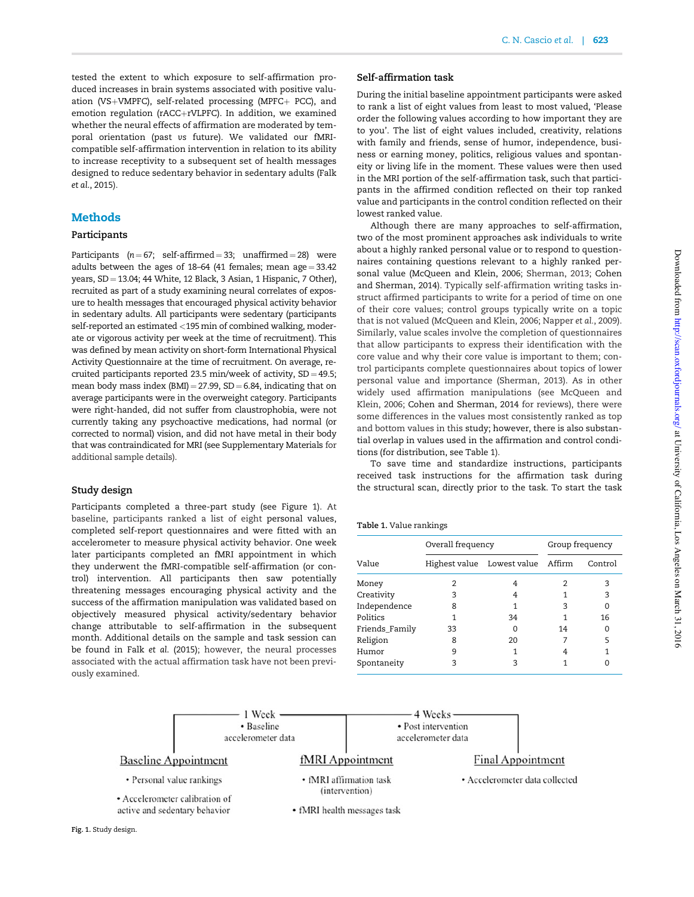tested the extent to which exposure to self-affirmation produced increases in brain systems associated with positive valuation (VS+VMPFC), self-related processing (MPFC+ PCC), and emotion regulation (rACC+rVLPFC). In addition, we examined whether the neural effects of affirmation are moderated by temporal orientation (past *vs* future). We validated our fMRI-compatible self-affirmation intervention in relation to its ability to increase receptivity to a subsequent set of health messages designed to reduce sedentary behavior in sedentary adults (Falk *et al.*, 2015).

## Methods

### Participants

Participants ($n = 67$; self-affirmed = 33; unaffirmed = 28) were adults between the ages of 18–64 (41 females; mean age = 33.42 years, SD = 13.04; 44 White, 12 Black, 3 Asian, 1 Hispanic, 7 Other), recruited as part of a study examining neural correlates of exposure to health messages that encouraged physical activity behavior in sedentary adults. All participants were sedentary (participants self-reported an estimated <195 min of combined walking, moderate or vigorous activity per week at the time of recruitment). This was defined by mean activity on short-form International Physical Activity Questionnaire at the time of recruitment. On average, recruited participants reported 23.5 min/week of activity, SD = 49.5; mean body mass index (BMI) = 27.99, SD = 6.84, indicating that on average participants were in the overweight category. Participants were right-handed, did not suffer from claustrophobia, were not currently taking any psychoactive medications, had normal (or corrected to normal) vision, and did not have metal in their body that was contraindicated for MRI (see Supplementary Materials for additional sample details).

### Study design

Participants completed a three-part study (see Figure 1). At baseline, participants ranked a list of eight personal values, completed self-report questionnaires and were fitted with an accelerometer to measure physical activity behavior. One week later participants completed an fMRI appointment in which they underwent the fMRI-compatible self-affirmation (or control) intervention. All participants then saw potentially threatening messages encouraging physical activity and the success of the affirmation manipulation was validated based on objectively measured physical activity/sedentary behavior change attributable to self-affirmation in the subsequent month. Additional details on the sample and task session can be found in Falk *et al.* (2015); however, the neural processes associated with the actual affirmation task have not been previously examined.

### Self-affirmation task

During the initial baseline appointment participants were asked to rank a list of eight values from least to most valued, 'Please order the following values according to how important they are to you'. The list of eight values included, creativity, relations with family and friends, sense of humor, independence, business or earning money, politics, religious values and spontaneity or living life in the moment. These values were then used in the MRI portion of the self-affirmation task, such that participants in the affirmed condition reflected on their top ranked value and participants in the control condition reflected on their lowest ranked value.

Although there are many approaches to self-affirmation, two of the most prominent approaches ask individuals to write about a highly ranked personal value or to respond to questionnaires containing questions relevant to a highly ranked personal value (McQueen and Klein, 2006; Sherman, 2013; Cohen and Sherman, 2014). Typically self-affirmation writing tasks instruct affirmed participants to write for a period of time on one of their core values; control groups typically write on a topic that is not valued (McQueen and Klein, 2006; Napper *et al.*, 2009). Similarly, value scales involve the completion of questionnaires that allow participants to express their identification with the core value and why their core value is important to them; control participants complete questionnaires about topics of lower personal value and importance (Sherman, 2013). As in other widely used affirmation manipulations (see McQueen and Klein, 2006; Cohen and Sherman, 2014 for reviews), there were some differences in the values most consistently ranked as top and bottom values in this study; however, there is also substantial overlap in values used in the affirmation and control conditions (for distribution, see Table 1).

To save time and standardize instructions, participants received task instructions for the affirmation task during the structural scan, directly prior to the task. To start the task

Table 1. Value rankings

| Value | Overall frequency | | Group frequency | |
|---|---|---|---|---|
| | Highest value | Lowest value | Affirm | Control |
| Money | 2 | 4 | 2 | 3 |
| Creativity | 3 | 4 | 1 | 3 |
| Independence | 8 | 1 | 3 | 0 |
| Politics | 1 | 34 | 1 | 16 |
| Friends_Family | 33 | 0 | 14 | 0 |
| Religion | 8 | 20 | 7 | 5 |
| Humor | 9 | 1 | 4 | 1 |
| Spontaneity | 3 | 3 | 1 | 0 |

1 Week
• Baseline accelerometer data

4 Weeks
• Post intervention accelerometer data

Baseline Appointment
• Personal value rankings
• Accelerometer calibration of active and sedentary behavior

fMRI Appointment
• fMRI affirmation task (intervention)
• fMRI health messages task

Final Appointment
• Accelerometer data collected

Fig. 1. Study design.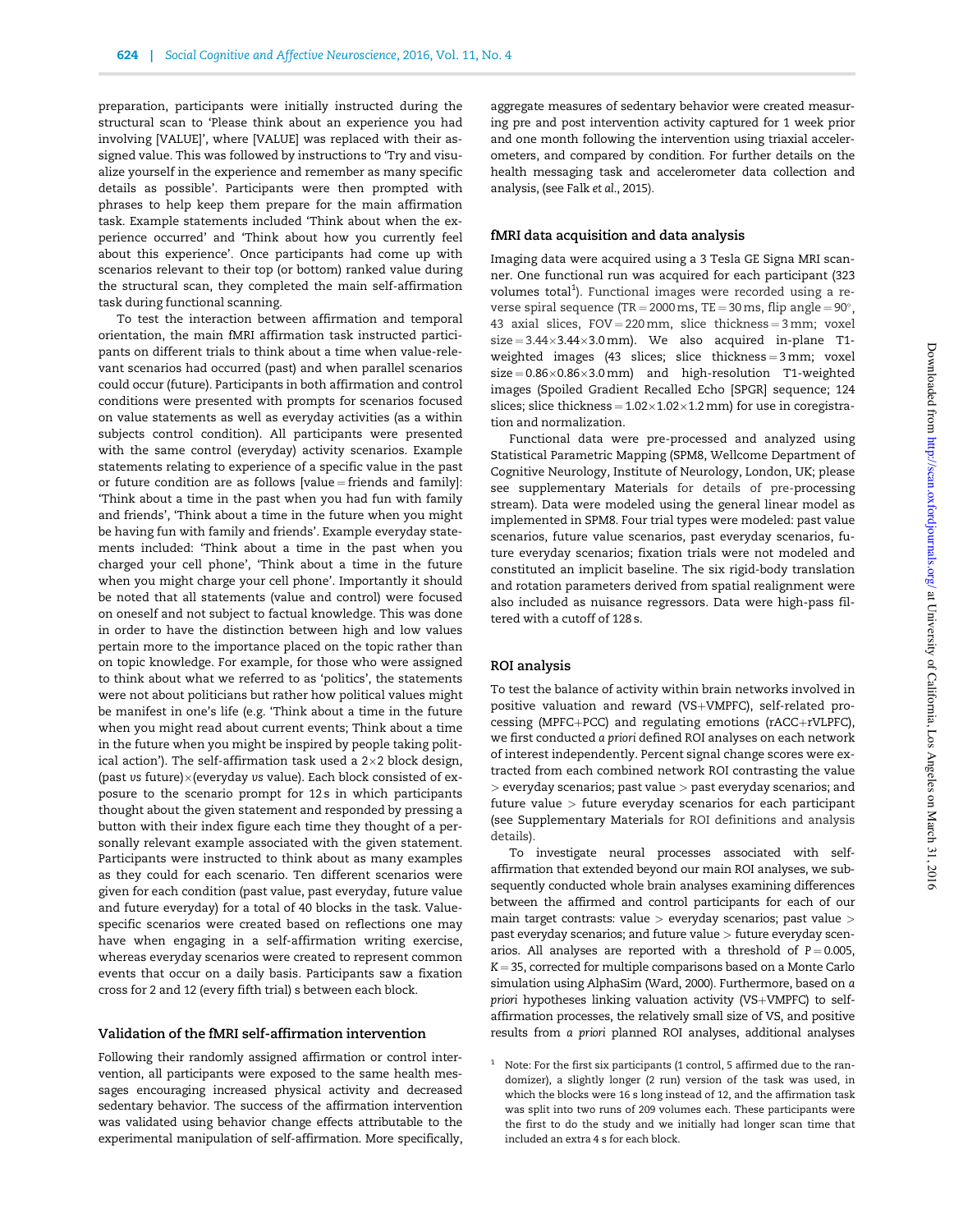preparation, participants were initially instructed during the structural scan to 'Please think about an experience you had involving [VALUE]', where [VALUE] was replaced with their assigned value. This was followed by instructions to 'Try and visualize yourself in the experience and remember as many specific details as possible'. Participants were then prompted with phrases to help keep them prepare for the main affirmation task. Example statements included 'Think about when the experience occurred' and 'Think about how you currently feel about this experience'. Once participants had come up with scenarios relevant to their top (or bottom) ranked value during the structural scan, they completed the main self-affirmation task during functional scanning.

To test the interaction between affirmation and temporal orientation, the main fMRI affirmation task instructed participants on different trials to think about a time when value-relevant scenarios had occurred (past) and when parallel scenarios could occur (future). Participants in both affirmation and control conditions were presented with prompts for scenarios focused on value statements as well as everyday activities (as a within subjects control condition). All participants were presented with the same control (everyday) activity scenarios. Example statements relating to experience of a specific value in the past or future condition are as follows [value = friends and family]: 'Think about a time in the past when you had fun with family and friends', 'Think about a time in the future when you might be having fun with family and friends'. Example everyday statements included: 'Think about a time in the past when you charged your cell phone', 'Think about a time in the future when you might charge your cell phone'. Importantly it should be noted that all statements (value and control) were focused on oneself and not subject to factual knowledge. This was done in order to have the distinction between high and low values pertain more to the importance placed on the topic rather than on topic knowledge. For example, for those who were assigned to think about what we referred to as 'politics', the statements were not about politicians but rather how political values might be manifest in one's life (e.g. 'Think about a time in the future when you might read about current events; Think about a time in the future when you might be inspired by people taking political action'). The self-affirmation task used a 2×2 block design, (past *vs* future)×(everyday *vs* value). Each block consisted of exposure to the scenario prompt for 12 s in which participants thought about the given statement and responded by pressing a button with their index figure each time they thought of a personally relevant example associated with the given statement. Participants were instructed to think about as many examples as they could for each scenario. Ten different scenarios were given for each condition (past value, past everyday, future value and future everyday) for a total of 40 blocks in the task. Value-specific scenarios were created based on reflections one may have when engaging in a self-affirmation writing exercise, whereas everyday scenarios were created to represent common events that occur on a daily basis. Participants saw a fixation cross for 2 and 12 (every fifth trial) s between each block.

### Validation of the fMRI self-affirmation intervention

Following their randomly assigned affirmation or control intervention, all participants were exposed to the same health messages encouraging increased physical activity and decreased sedentary behavior. The success of the affirmation intervention was validated using behavior change effects attributable to the experimental manipulation of self-affirmation. More specifically, aggregate measures of sedentary behavior were created measuring pre and post intervention activity captured for 1 week prior and one month following the intervention using triaxial accelerometers, and compared by condition. For further details on the health messaging task and accelerometer data collection and analysis, (see Falk *et al.*, 2015).

### fMRI data acquisition and data analysis

Imaging data were acquired using a 3 Tesla GE Signa MRI scanner. One functional run was acquired for each participant (323 volumes total[1]). Functional images were recorded using a reverse spiral sequence (TR = 2000 ms, TE = 30 ms, flip angle = 90°, 43 axial slices, FOV = 220 mm, slice thickness = 3 mm; voxel size = 3.44×3.44×3.0 mm). We also acquired in-plane T1-weighted images (43 slices; slice thickness = 3 mm; voxel size = 0.86×0.86×3.0 mm) and high-resolution T1-weighted images (Spoiled Gradient Recalled Echo [SPGR] sequence; 124 slices; slice thickness = 1.02×1.02×1.2 mm) for use in coregistration and normalization.

Functional data were pre-processed and analyzed using Statistical Parametric Mapping (SPM8, Wellcome Department of Cognitive Neurology, Institute of Neurology, London, UK; please see supplementary Materials for details of pre-processing stream). Data were modeled using the general linear model as implemented in SPM8. Four trial types were modeled: past value scenarios, future value scenarios, past everyday scenarios, future everyday scenarios; fixation trials were not modeled and constituted an implicit baseline. The six rigid-body translation and rotation parameters derived from spatial realignment were also included as nuisance regressors. Data were high-pass filtered with a cutoff of 128 s.

### ROI analysis

To test the balance of activity within brain networks involved in positive valuation and reward (VS+VMPFC), self-related processing (MPFC+PCC) and regulating emotions (rACC+rVLPFC), we first conducted *a priori* defined ROI analyses on each network of interest independently. Percent signal change scores were extracted from each combined network ROI contrasting the value > everyday scenarios; past value > past everyday scenarios; and future value > future everyday scenarios for each participant (see Supplementary Materials for ROI definitions and analysis details).

To investigate neural processes associated with self-affirmation that extended beyond our main ROI analyses, we subsequently conducted whole brain analyses examining differences between the affirmed and control participants for each of our main target contrasts: value > everyday scenarios; past value > past everyday scenarios; and future value > future everyday scenarios. All analyses are reported with a threshold of $P = 0.005$, $K = 35$, corrected for multiple comparisons based on a Monte Carlo simulation using AlphaSim (Ward, 2000). Furthermore, based on *a priori* hypotheses linking valuation activity (VS+VMPFC) to self-affirmation processes, the relatively small size of VS, and positive results from *a priori* planned ROI analyses, additional analyses

[1] Note: For the first six participants (1 control, 5 affirmed due to the randomizer), a slightly longer (2 run) version of the task was used, in which the blocks were 16 s long instead of 12, and the affirmation task was split into two runs of 209 volumes each. These participants were the first to do the study and we initially had longer scan time that included an extra 4 s for each block.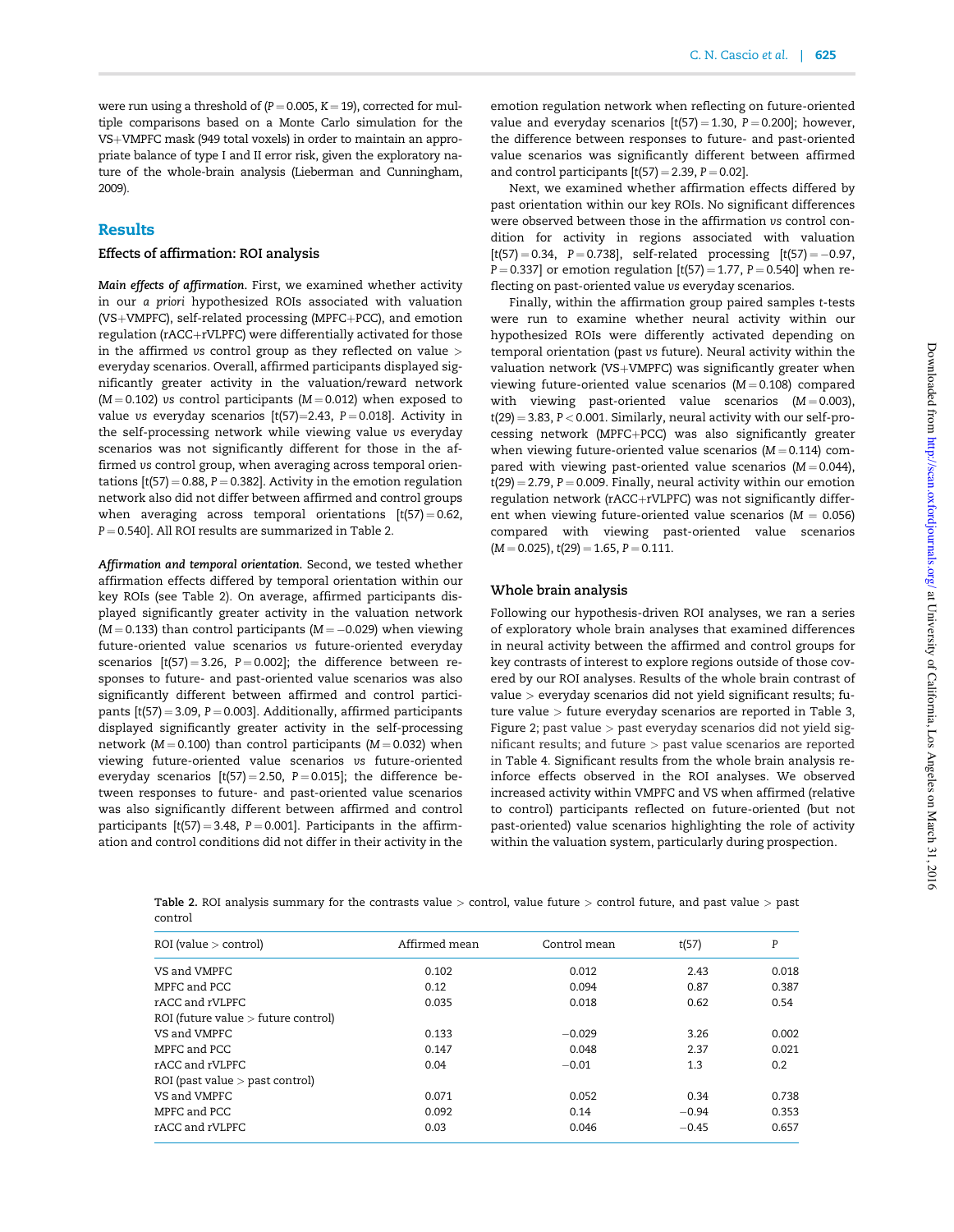were run using a threshold of ($P = 0.005$, $K = 19$), corrected for multiple comparisons based on a Monte Carlo simulation for the VS+VMPFC mask (949 total voxels) in order to maintain an appropriate balance of type I and II error risk, given the exploratory nature of the whole-brain analysis (Lieberman and Cunningham, 2009).

## Results

### Effects of affirmation: ROI analysis

*Main effects of affirmation.* First, we examined whether activity in our *a priori* hypothesized ROIs associated with valuation (VS+VMPFC), self-related processing (MPFC+PCC), and emotion regulation (rACC+rVLPFC) were differentially activated for those in the affirmed *vs* control group as they reflected on value > everyday scenarios. Overall, affirmed participants displayed significantly greater activity in the valuation/reward network ($M = 0.102$) *vs* control participants ($M = 0.012$) when exposed to value *vs* everyday scenarios [$t(57) = 2.43$, $P = 0.018$]. Activity in the self-processing network while viewing value *vs* everyday scenarios was not significantly different for those in the affirmed *vs* control group, when averaging across temporal orientations [$t(57) = 0.88$, $P = 0.382$]. Activity in the emotion regulation network also did not differ between affirmed and control groups when averaging across temporal orientations [$t(57) = 0.62$, $P = 0.540$]. All ROI results are summarized in Table 2.

*Affirmation and temporal orientation.* Second, we tested whether affirmation effects differed by temporal orientation within our key ROIs (see Table 2). On average, affirmed participants displayed significantly greater activity in the valuation network ($M = 0.133$) than control participants ($M = -0.029$) when viewing future-oriented value scenarios *vs* future-oriented everyday scenarios [$t(57) = 3.26$, $P = 0.002$]; the difference between responses to future- and past-oriented value scenarios was also significantly different between affirmed and control participants [$t(57) = 3.09$, $P = 0.003$]. Additionally, affirmed participants displayed significantly greater activity in the self-processing network ($M = 0.100$) than control participants ($M = 0.032$) when viewing future-oriented value scenarios *vs* future-oriented everyday scenarios [$t(57) = 2.50$, $P = 0.015$]; the difference between responses to future- and past-oriented value scenarios was also significantly different between affirmed and control participants [$t(57) = 3.48$, $P = 0.001$]. Participants in the affirmation and control conditions did not differ in their activity in the emotion regulation network when reflecting on future-oriented value and everyday scenarios [$t(57) = 1.30$, $P = 0.200$]; however, the difference between responses to future- and past-oriented value scenarios was significantly different between affirmed and control participants [$t(57) = 2.39$, $P = 0.02$].

Next, we examined whether affirmation effects differed by past orientation within our key ROIs. No significant differences were observed between those in the affirmation *vs* control condition for activity in regions associated with valuation [$t(57) = 0.34$, $P = 0.738$], self-related processing [$t(57) = -0.97$, $P = 0.337$] or emotion regulation [$t(57) = 1.77$, $P = 0.540$] when reflecting on past-oriented value *vs* everyday scenarios.

Finally, within the affirmation group paired samples t-tests were run to examine whether neural activity within our hypothesized ROIs were differently activated depending on temporal orientation (past *vs* future). Neural activity within the valuation network (VS+VMPFC) was significantly greater when viewing future-oriented value scenarios ($M = 0.108$) compared with viewing past-oriented value scenarios ($M = 0.003$), $t(29) = 3.83$, $P < 0.001$. Similarly, neural activity with our self-processing network (MPFC+PCC) was also significantly greater when viewing future-oriented value scenarios ($M = 0.114$) compared with viewing past-oriented value scenarios ($M = 0.044$), $t(29) = 2.79$, $P = 0.009$. Finally, neural activity within our emotion regulation network (rACC+rVLPFC) was not significantly different when viewing future-oriented value scenarios ($M = 0.056$) compared with viewing past-oriented value scenarios ($M = 0.025$), $t(29) = 1.65$, $P = 0.111$.

### Whole brain analysis

Following our hypothesis-driven ROI analyses, we ran a series of exploratory whole brain analyses that examined differences in neural activity between the affirmed and control groups for key contrasts of interest to explore regions outside of those covered by our ROI analyses. Results of the whole brain contrast of value > everyday scenarios did not yield significant results; future value > future everyday scenarios are reported in Table 3, Figure 2; past value > past everyday scenarios did not yield significant results; and future > past value scenarios are reported in Table 4. Significant results from the whole brain analysis reinforce effects observed in the ROI analyses. We observed increased activity within VMPFC and VS when affirmed (relative to control) participants reflected on future-oriented (but not past-oriented) value scenarios highlighting the role of activity within the valuation system, particularly during prospection.

**Table 2.** ROI analysis summary for the contrasts value > control, value future > control future, and past value > past control

| ROI (value > control) | Affirmed mean | Control mean | t(57) | P |
|---|---|---|---|---|
| VS and VMPFC | 0.102 | 0.012 | 2.43 | 0.018 |
| MPFC and PCC | 0.12 | 0.094 | 0.87 | 0.387 |
| rACC and rVLPFC | 0.035 | 0.018 | 0.62 | 0.54 |
| ROI (future value > future control) | | | | |
| VS and VMPFC | 0.133 | −0.029 | 3.26 | 0.002 |
| MPFC and PCC | 0.147 | 0.048 | 2.37 | 0.021 |
| rACC and rVLPFC | 0.04 | −0.01 | 1.3 | 0.2 |
| ROI (past value > past control) | | | | |
| VS and VMPFC | 0.071 | 0.052 | 0.34 | 0.738 |
| MPFC and PCC | 0.092 | 0.14 | −0.94 | 0.353 |
| rACC and rVLPFC | 0.03 | 0.046 | −0.45 | 0.657 |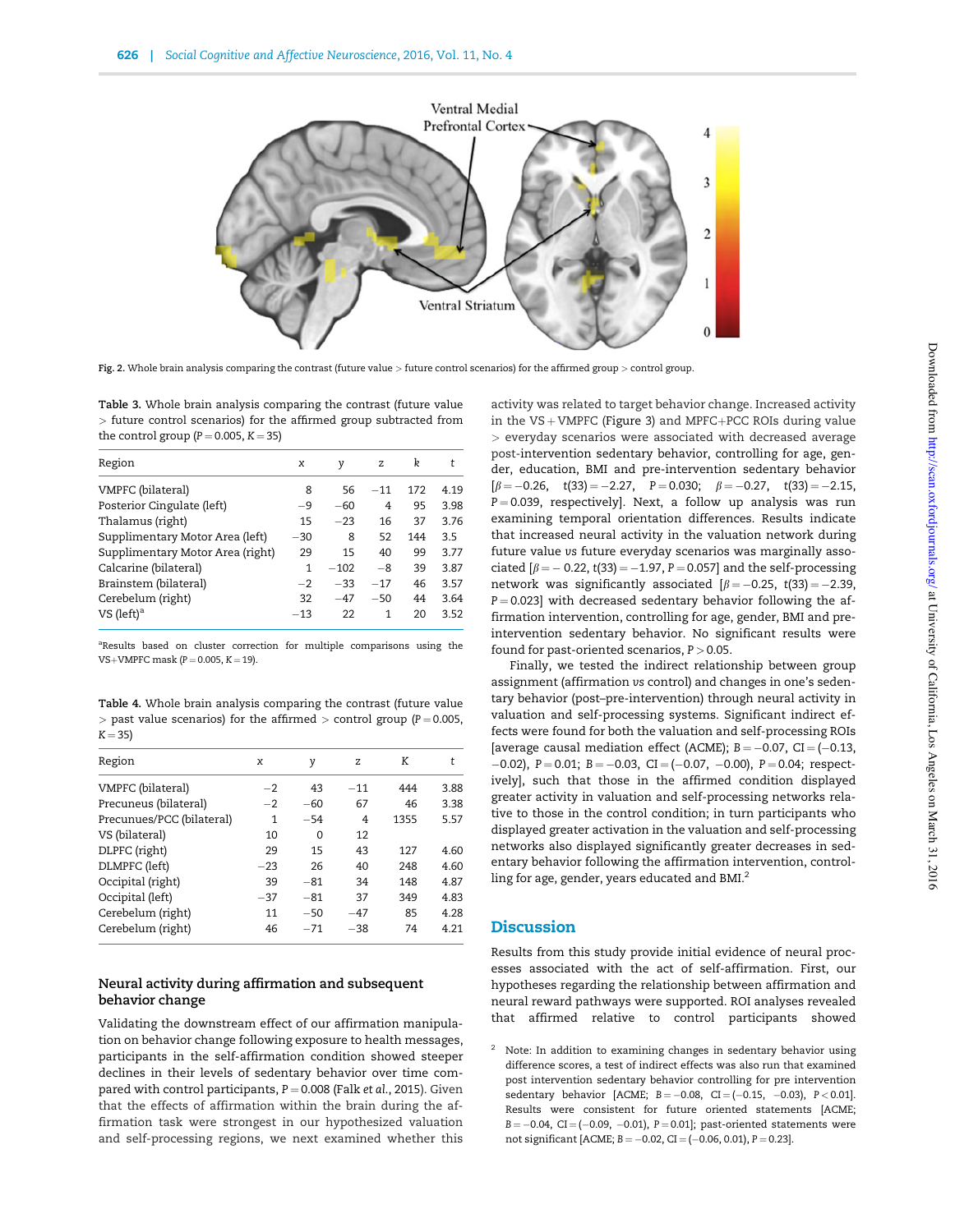Fig. 2. Whole brain analysis comparing the contrast (future value > future control scenarios) for the affirmed group > control group.

Table 3. Whole brain analysis comparing the contrast (future value > future control scenarios) for the affirmed group subtracted from the control group ($P = 0.005$, $K = 35$)

| Region | x | y | z | k | t |
|---|---|---|---|---|---|
| VMPFC (bilateral) | 8 | 56 | −11 | 172 | 4.19 |
| Posterior Cingulate (left) | −9 | −60 | 4 | 95 | 3.98 |
| Thalamus (right) | 15 | −23 | 16 | 37 | 3.76 |
| Supplimentary Motor Area (left) | −30 | 8 | 52 | 144 | 3.5 |
| Supplimentary Motor Area (right) | 29 | 15 | 40 | 99 | 3.77 |
| Calcarine (bilateral) | 1 | −102 | −8 | 39 | 3.87 |
| Brainstem (bilateral) | −2 | −33 | −17 | 46 | 3.57 |
| Cerebelum (right) | 32 | −47 | −50 | 44 | 3.64 |
| VS (left)[a] | −13 | 22 | 1 | 20 | 3.52 |

[a]Results based on cluster correction for multiple comparisons using the VS+VMPFC mask ($P = 0.005$, $K = 19$).

Table 4. Whole brain analysis comparing the contrast (future value > past value scenarios) for the affirmed > control group ($P = 0.005$, $K = 35$)

| Region | x | y | z | K | t |
|---|---|---|---|---|---|
| VMPFC (bilateral) | −2 | 43 | −11 | 444 | 3.88 |
| Precuneus (bilateral) | −2 | −60 | 67 | 46 | 3.38 |
| Precunues/PCC (bilateral) | 1 | −54 | 4 | 1355 | 5.57 |
| VS (bilateral) | 10 | 0 | 12 | | |
| DLPFC (right) | 29 | 15 | 43 | 127 | 4.60 |
| DLMPFC (left) | −23 | 26 | 40 | 248 | 4.60 |
| Occipital (right) | 39 | −81 | 34 | 148 | 4.87 |
| Occipital (left) | −37 | −81 | 37 | 349 | 4.83 |
| Cerebelum (right) | 11 | −50 | −47 | 85 | 4.28 |
| Cerebelum (right) | 46 | −71 | −38 | 74 | 4.21 |

### Neural activity during affirmation and subsequent behavior change

Validating the downstream effect of our affirmation manipulation on behavior change following exposure to health messages, participants in the self-affirmation condition showed steeper declines in their levels of sedentary behavior over time compared with control participants, $P = 0.008$ (Falk *et al.*, 2015). Given that the effects of affirmation within the brain during the affirmation task were strongest in our hypothesized valuation and self-processing regions, we next examined whether this activity was related to target behavior change. Increased activity in the VS + VMPFC (Figure 3) and MPFC+PCC ROIs during value > everyday scenarios were associated with decreased average post-intervention sedentary behavior, controlling for age, gender, education, BMI and pre-intervention sedentary behavior [$\beta = -0.26$, $t(33) = -2.27$, $P = 0.030$; $\beta = -0.27$, $t(33) = -2.15$, $P = 0.039$, respectively]. Next, a follow up analysis was run examining temporal orientation differences. Results indicate that increased neural activity in the valuation network during future value *vs* future everyday scenarios was marginally associated [$\beta = -0.22$, $t(33) = -1.97$, $P = 0.057$] and the self-processing network was significantly associated [$\beta = -0.25$, $t(33) = -2.39$, $P = 0.023$] with decreased sedentary behavior following the affirmation intervention, controlling for age, gender, BMI and pre-intervention sedentary behavior. No significant results were found for past-oriented scenarios, $P > 0.05$.

Finally, we tested the indirect relationship between group assignment (affirmation *vs* control) and changes in one's sedentary behavior (post–pre-intervention) through neural activity in valuation and self-processing systems. Significant indirect effects were found for both the valuation and self-processing ROIs [average causal mediation effect (ACME); $B = -0.07$, $CI = (-0.13, -0.02)$, $P = 0.01$; $B = -0.03$, $CI = (-0.07, -0.00)$, $P = 0.04$; respectively], such that those in the affirmed condition displayed greater activity in valuation and self-processing networks relative to those in the control condition; in turn participants who displayed greater activation in the valuation and self-processing networks also displayed significantly greater decreases in sedentary behavior following the affirmation intervention, controlling for age, gender, years educated and BMI.[2]

## Discussion

Results from this study provide initial evidence of neural processes associated with the act of self-affirmation. First, our hypotheses regarding the relationship between affirmation and neural reward pathways were supported. ROI analyses revealed that affirmed relative to control participants showed

[2] Note: In addition to examining changes in sedentary behavior using difference scores, a test of indirect effects was also run that examined post intervention sedentary behavior controlling for pre intervention sedentary behavior [ACME; $B = -0.08$, $CI = (-0.15, -0.03)$, $P < 0.01$]. Results were consistent for future oriented statements [ACME; $B = -0.04$, $CI = (-0.09, -0.01)$, $P = 0.01$]; past-oriented statements were not significant [ACME; $B = -0.02$, $CI = (-0.06, 0.01)$, $P = 0.23$].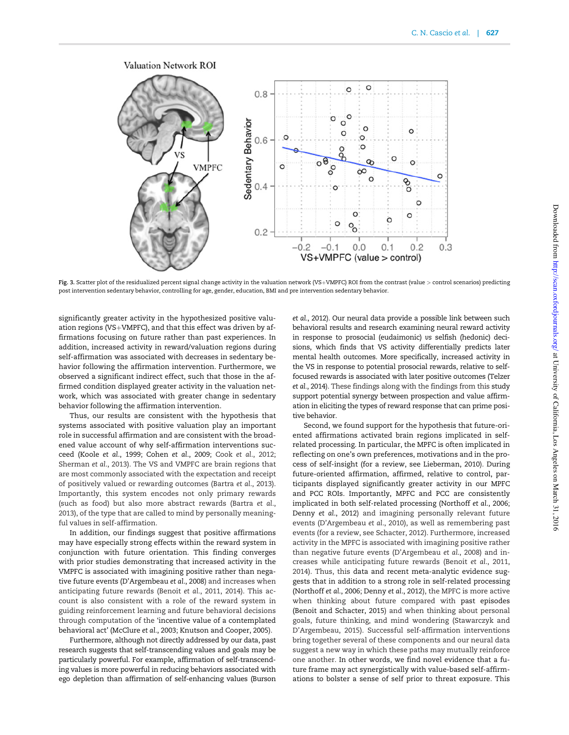Fig. 3. Scatter plot of the residualized percent signal change activity in the valuation network (VS+VMPFC) ROI from the contrast (value > control scenarios) predicting post intervention sedentary behavior, controlling for age, gender, education, BMI and pre intervention sedentary behavior.

significantly greater activity in the hypothesized positive valuation regions (VS+VMPFC), and that this effect was driven by affirmations focusing on future rather than past experiences. In addition, increased activity in reward/valuation regions during self-affirmation was associated with decreases in sedentary behavior following the affirmation intervention. Furthermore, we observed a significant indirect effect, such that those in the affirmed condition displayed greater activity in the valuation network, which was associated with greater change in sedentary behavior following the affirmation intervention.

Thus, our results are consistent with the hypothesis that systems associated with positive valuation play an important role in successful affirmation and are consistent with the broadened value account of why self-affirmation interventions succeed (Koole *et al.*, 1999; Cohen *et al.*, 2009; Cook *et al.*, 2012; Sherman *et al.*, 2013). The VS and VMPFC are brain regions that are most commonly associated with the expectation and receipt of positively valued or rewarding outcomes (Bartra *et al.*, 2013). Importantly, this system encodes not only primary rewards (such as food) but also more abstract rewards (Bartra *et al.*, 2013), of the type that are called to mind by personally meaningful values in self-affirmation.

In addition, our findings suggest that positive affirmations may have especially strong effects within the reward system in conjunction with future orientation. This finding converges with prior studies demonstrating that increased activity in the VMPFC is associated with imagining positive rather than negative future events (D'Argembeau *et al.*, 2008) and increases when anticipating future rewards (Benoit *et al.*, 2011, 2014). This account is also consistent with a role of the reward system in guiding reinforcement learning and future behavioral decisions through computation of the 'incentive value of a contemplated behavioral act' (McClure *et al.*, 2003; Knutson and Cooper, 2005).

Furthermore, although not directly addressed by our data, past research suggests that self-transcending values and goals may be particularly powerful. For example, affirmation of self-transcending values is more powerful in reducing behaviors associated with ego depletion than affirmation of self-enhancing values (Burson *et al.*, 2012). Our neural data provide a possible link between such behavioral results and research examining neural reward activity in response to prosocial (eudaimonic) *vs* selfish (hedonic) decisions, which finds that VS activity differentially predicts later mental health outcomes. More specifically, increased activity in the VS in response to potential prosocial rewards, relative to self-focused rewards is associated with later positive outcomes (Telzer *et al.*, 2014). These findings along with the findings from this study support potential synergy between prospection and value affirmation in eliciting the types of reward response that can prime positive behavior.

Second, we found support for the hypothesis that future-oriented affirmations activated brain regions implicated in self-related processing. In particular, the MPFC is often implicated in reflecting on one's own preferences, motivations and in the process of self-insight (for a review, see Lieberman, 2010). During future-oriented affirmation, affirmed, relative to control, participants displayed significantly greater activity in our MPFC and PCC ROIs. Importantly, MPFC and PCC are consistently implicated in both self-related processing (Northoff *et al.*, 2006; Denny *et al.*, 2012) and imagining personally relevant future events (D'Argembeau *et al.*, 2010), as well as remembering past events (for a review, see Schacter, 2012). Furthermore, increased activity in the MPFC is associated with imagining positive rather than negative future events (D'Argembeau *et al.*, 2008) and increases while anticipating future rewards (Benoit *et al.*, 2011, 2014). Thus, this data and recent meta-analytic evidence suggests that in addition to a strong role in self-related processing (Northoff *et al.*, 2006; Denny *et al.*, 2012), the MPFC is more active when thinking about future compared with past episodes (Benoit and Schacter, 2015) and when thinking about personal goals, future thinking, and mind wondering (Stawarczyk and D'Argembeau, 2015). Successful self-affirmation interventions bring together several of these components and our neural data suggest a new way in which these paths may mutually reinforce one another. In other words, we find novel evidence that a future frame may act synergistically with value-based self-affirmations to bolster a sense of self prior to threat exposure. This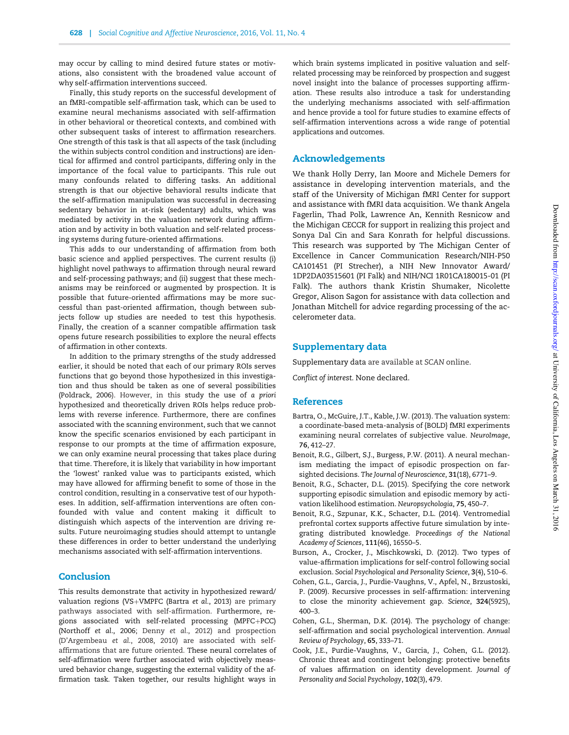may occur by calling to mind desired future states or motivations, also consistent with the broadened value account of why self-affirmation interventions succeed.

Finally, this study reports on the successful development of an fMRI-compatible self-affirmation task, which can be used to examine neural mechanisms associated with self-affirmation in other behavioral or theoretical contexts, and combined with other subsequent tasks of interest to affirmation researchers. One strength of this task is that all aspects of the task (including the within subjects control condition and instructions) are identical for affirmed and control participants, differing only in the importance of the focal value to participants. This rule out many confounds related to differing tasks. An additional strength is that our objective behavioral results indicate that the self-affirmation manipulation was successful in decreasing sedentary behavior in at-risk (sedentary) adults, which was mediated by activity in the valuation network during affirmation and by activity in both valuation and self-related processing systems during future-oriented affirmations.

This adds to our understanding of affirmation from both basic science and applied perspectives. The current results (i) highlight novel pathways to affirmation through neural reward and self-processing pathways; and (ii) suggest that these mechanisms may be reinforced or augmented by prospection. It is possible that future-oriented affirmations may be more successful than past-oriented affirmation, though between subjects follow up studies are needed to test this hypothesis. Finally, the creation of a scanner compatible affirmation task opens future research possibilities to explore the neural effects of affirmation in other contexts.

In addition to the primary strengths of the study addressed earlier, it should be noted that each of our primary ROIs serves functions that go beyond those hypothesized in this investigation and thus should be taken as one of several possibilities (Poldrack, 2006). However, in this study the use of *a priori* hypothesized and theoretically driven ROIs helps reduce problems with reverse inference. Furthermore, there are confines associated with the scanning environment, such that we cannot know the specific scenarios envisioned by each participant in response to our prompts at the time of affirmation exposure, we can only examine neural processing that takes place during that time. Therefore, it is likely that variability in how important the 'lowest' ranked value was to participants existed, which may have allowed for affirming benefit to some of those in the control condition, resulting in a conservative test of our hypotheses. In addition, self-affirmation interventions are often confounded with value and content making it difficult to distinguish which aspects of the intervention are driving results. Future neuroimaging studies should attempt to untangle these differences in order to better understand the underlying mechanisms associated with self-affirmation interventions.

## Conclusion

This results demonstrate that activity in hypothesized reward/valuation regions (VS+VMPFC (Bartra *et al.*, 2013) are primary pathways associated with self-affirmation. Furthermore, regions associated with self-related processing (MPFC+PCC) (Northoff *et al.*, 2006; Denny *et al.*, 2012) and prospection (D'Argembeau *et al.*, 2008, 2010) are associated with self-affirmations that are future oriented. These neural correlates of self-affirmation were further associated with objectively measured behavior change, suggesting the external validity of the affirmation task. Taken together, our results highlight ways in which brain systems implicated in positive valuation and self-related processing may be reinforced by prospection and suggest novel insight into the balance of processes supporting affirmation. These results also introduce a task for understanding the underlying mechanisms associated with self-affirmation and hence provide a tool for future studies to examine effects of self-affirmation interventions across a wide range of potential applications and outcomes.

## Acknowledgements

We thank Holly Derry, Ian Moore and Michele Demers for assistance in developing intervention materials, and the staff of the University of Michigan fMRI Center for support and assistance with fMRI data acquisition. We thank Angela Fagerlin, Thad Polk, Lawrence An, Kennith Resnicow and the Michigan CECCR for support in realizing this project and Sonya Dal Cin and Sara Konrath for helpful discussions. This research was supported by The Michigan Center of Excellence in Cancer Communication Research/NIH-P50 CA101451 (PI Strecher), a NIH New Innovator Award/1DP2DA03515601 (PI Falk) and NIH/NCI 1R01CA180015-01 (PI Falk). The authors thank Kristin Shumaker, Nicolette Gregor, Alison Sagon for assistance with data collection and Jonathan Mitchell for advice regarding processing of the accelerometer data.

## Supplementary data

Supplementary data are available at SCAN online.

*Conflict of interest.* None declared.

## References

Bartra, O., McGuire, J.T., Kable, J.W. (2013). The valuation system: a coordinate-based meta-analysis of {BOLD} fMRI experiments examining neural correlates of subjective value. *NeuroImage*, **76**, 412–27.

Benoit, R.G., Gilbert, S.J., Burgess, P.W. (2011). A neural mechanism mediating the impact of episodic prospection on farsighted decisions. *The Journal of Neuroscience*, **31**(18), 6771–9.

Benoit, R.G., Schacter, D.L. (2015). Specifying the core network supporting episodic simulation and episodic memory by activation likelihood estimation. *Neuropsychologia*, **75**, 450–7.

Benoit, R.G., Szpunar, K.K., Schacter, D.L. (2014). Ventromedial prefrontal cortex supports affective future simulation by integrating distributed knowledge. *Proceedings of the National Academy of Sciences*, **111**(46), 16550–5.

Burson, A., Crocker, J., Mischkowski, D. (2012). Two types of value-affirmation implications for self-control following social exclusion. *Social Psychological and Personality Science*, **3**(4), 510–6.

Cohen, G.L., Garcia, J., Purdie-Vaughns, V., Apfel, N., Brzustoski, P. (2009). Recursive processes in self-affirmation: intervening to close the minority achievement gap. *Science*, **324**(5925), 400–3.

Cohen, G.L., Sherman, D.K. (2014). The psychology of change: self-affirmation and social psychological intervention. *Annual Review of Psychology*, **65**, 333–71.

Cook, J.E., Purdie-Vaughns, V., Garcia, J., Cohen, G.L. (2012). Chronic threat and contingent belonging: protective benefits of values affirmation on identity development. *Journal of Personality and Social Psychology*, **102**(3), 479.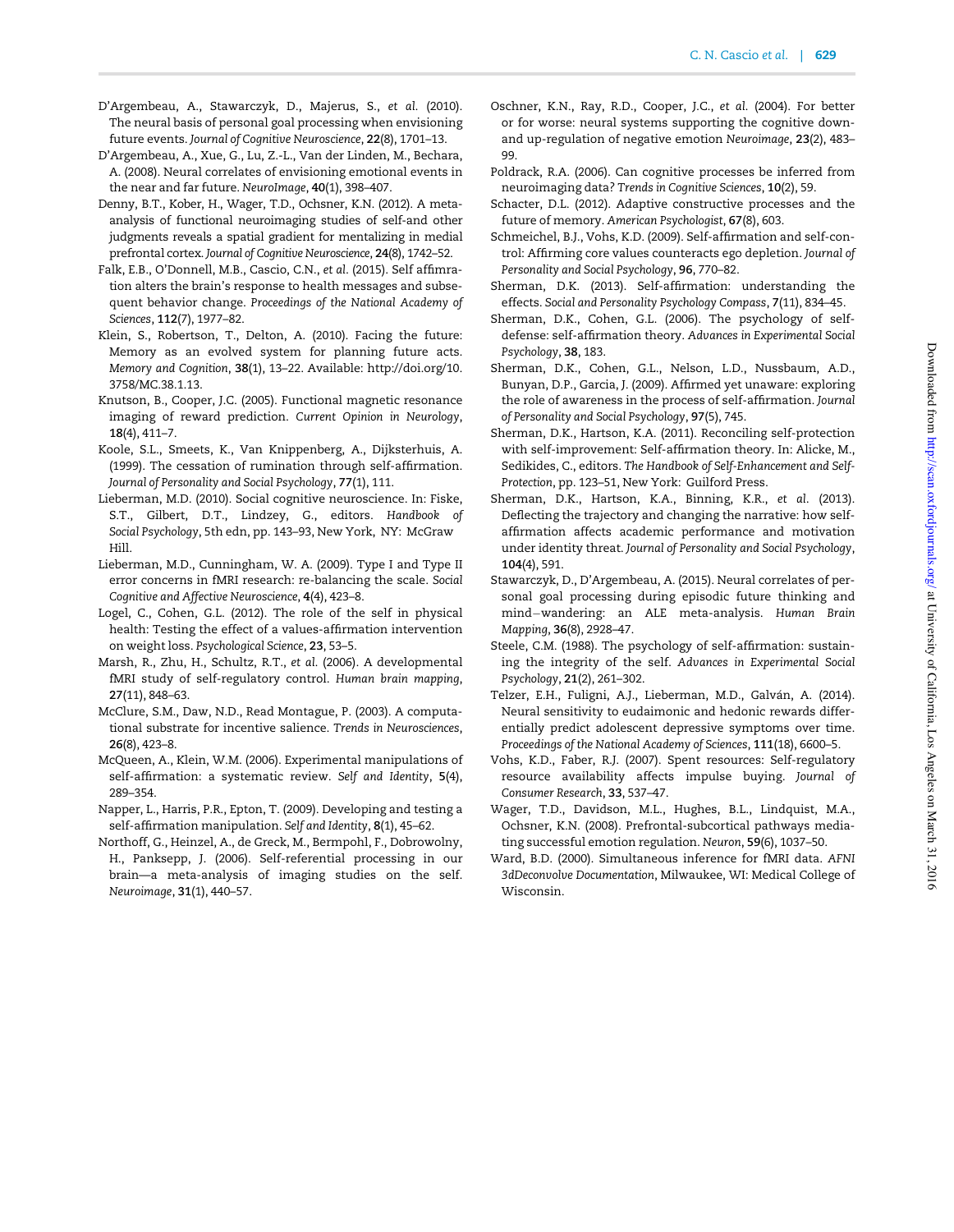D'Argembeau, A., Stawarczyk, D., Majerus, S., *et al.* (2010). The neural basis of personal goal processing when envisioning future events. *Journal of Cognitive Neuroscience*, **22**(8), 1701–13.

D'Argembeau, A., Xue, G., Lu, Z.-L., Van der Linden, M., Bechara, A. (2008). Neural correlates of envisioning emotional events in the near and far future. *NeuroImage*, **40**(1), 398–407.

Denny, B.T., Kober, H., Wager, T.D., Ochsner, K.N. (2012). A meta-analysis of functional neuroimaging studies of self-and other judgments reveals a spatial gradient for mentalizing in medial prefrontal cortex. *Journal of Cognitive Neuroscience*, **24**(8), 1742–52.

Falk, E.B., O'Donnell, M.B., Cascio, C.N., *et al.* (2015). Self affimration alters the brain's response to health messages and subsequent behavior change. *Proceedings of the National Academy of Sciences*, **112**(7), 1977–82.

Klein, S., Robertson, T., Delton, A. (2010). Facing the future: Memory as an evolved system for planning future acts. *Memory and Cognition*, **38**(1), 13–22. Available: http://doi.org/10.3758/MC.38.1.13.

Knutson, B., Cooper, J.C. (2005). Functional magnetic resonance imaging of reward prediction. *Current Opinion in Neurology*, **18**(4), 411–7.

Koole, S.L., Smeets, K., Van Knippenberg, A., Dijksterhuis, A. (1999). The cessation of rumination through self-affirmation. *Journal of Personality and Social Psychology*, **77**(1), 111.

Lieberman, M.D. (2010). Social cognitive neuroscience. In: Fiske, S.T., Gilbert, D.T., Lindzey, G., editors. *Handbook of Social Psychology*, 5th edn, pp. 143–93, New York, NY: McGraw Hill.

Lieberman, M.D., Cunningham, W. A. (2009). Type I and Type II error concerns in fMRI research: re-balancing the scale. *Social Cognitive and Affective Neuroscience*, **4**(4), 423–8.

Logel, C., Cohen, G.L. (2012). The role of the self in physical health: Testing the effect of a values-affirmation intervention on weight loss. *Psychological Science*, **23**, 53–5.

Marsh, R., Zhu, H., Schultz, R.T., *et al.* (2006). A developmental fMRI study of self-regulatory control. *Human brain mapping*, **27**(11), 848–63.

McClure, S.M., Daw, N.D., Read Montague, P. (2003). A computational substrate for incentive salience. *Trends in Neurosciences*, **26**(8), 423–8.

McQueen, A., Klein, W.M. (2006). Experimental manipulations of self-affirmation: a systematic review. *Self and Identity*, **5**(4), 289–354.

Napper, L., Harris, P.R., Epton, T. (2009). Developing and testing a self-affirmation manipulation. *Self and Identity*, **8**(1), 45–62.

Northoff, G., Heinzel, A., de Greck, M., Bermpohl, F., Dobrowolny, H., Panksepp, J. (2006). Self-referential processing in our brain—a meta-analysis of imaging studies on the self. *Neuroimage*, **31**(1), 440–57.

Oschner, K.N., Ray, R.D., Cooper, J.C., *et al.* (2004). For better or for worse: neural systems supporting the cognitive down-and up-regulation of negative emotion *Neuroimage*, **23**(2), 483–99.

Poldrack, R.A. (2006). Can cognitive processes be inferred from neuroimaging data? *Trends in Cognitive Sciences*, **10**(2), 59.

Schacter, D.L. (2012). Adaptive constructive processes and the future of memory. *American Psychologist*, **67**(8), 603.

Schmeichel, B.J., Vohs, K.D. (2009). Self-affirmation and self-control: Affirming core values counteracts ego depletion. *Journal of Personality and Social Psychology*, **96**, 770–82.

Sherman, D.K. (2013). Self-affirmation: understanding the effects. *Social and Personality Psychology Compass*, **7**(11), 834–45.

Sherman, D.K., Cohen, G.L. (2006). The psychology of self-defense: self-affirmation theory. *Advances in Experimental Social Psychology*, **38**, 183.

Sherman, D.K., Cohen, G.L., Nelson, L.D., Nussbaum, A.D., Bunyan, D.P., Garcia, J. (2009). Affirmed yet unaware: exploring the role of awareness in the process of self-affirmation. *Journal of Personality and Social Psychology*, **97**(5), 745.

Sherman, D.K., Hartson, K.A. (2011). Reconciling self-protection with self-improvement: Self-affirmation theory. In: Alicke, M., Sedikides, C., editors. *The Handbook of Self-Enhancement and Self-Protection*, pp. 123–51, New York: Guilford Press.

Sherman, D.K., Hartson, K.A., Binning, K.R., *et al.* (2013). Deflecting the trajectory and changing the narrative: how self-affirmation affects academic performance and motivation under identity threat. *Journal of Personality and Social Psychology*, **104**(4), 591.

Stawarczyk, D., D'Argembeau, A. (2015). Neural correlates of personal goal processing during episodic future thinking and mind−wandering: an ALE meta-analysis. *Human Brain Mapping*, **36**(8), 2928–47.

Steele, C.M. (1988). The psychology of self-affirmation: sustaining the integrity of the self. *Advances in Experimental Social Psychology*, **21**(2), 261–302.

Telzer, E.H., Fuligni, A.J., Lieberman, M.D., Galván, A. (2014). Neural sensitivity to eudaimonic and hedonic rewards differentially predict adolescent depressive symptoms over time. *Proceedings of the National Academy of Sciences*, **111**(18), 6600–5.

Vohs, K.D., Faber, R.J. (2007). Spent resources: Self-regulatory resource availability affects impulse buying. *Journal of Consumer Research*, **33**, 537–47.

Wager, T.D., Davidson, M.L., Hughes, B.L., Lindquist, M.A., Ochsner, K.N. (2008). Prefrontal-subcortical pathways mediating successful emotion regulation. *Neuron*, **59**(6), 1037–50.

Ward, B.D. (2000). Simultaneous inference for fMRI data. *AFNI 3dDeconvolve Documentation*, Milwaukee, WI: Medical College of Wisconsin.